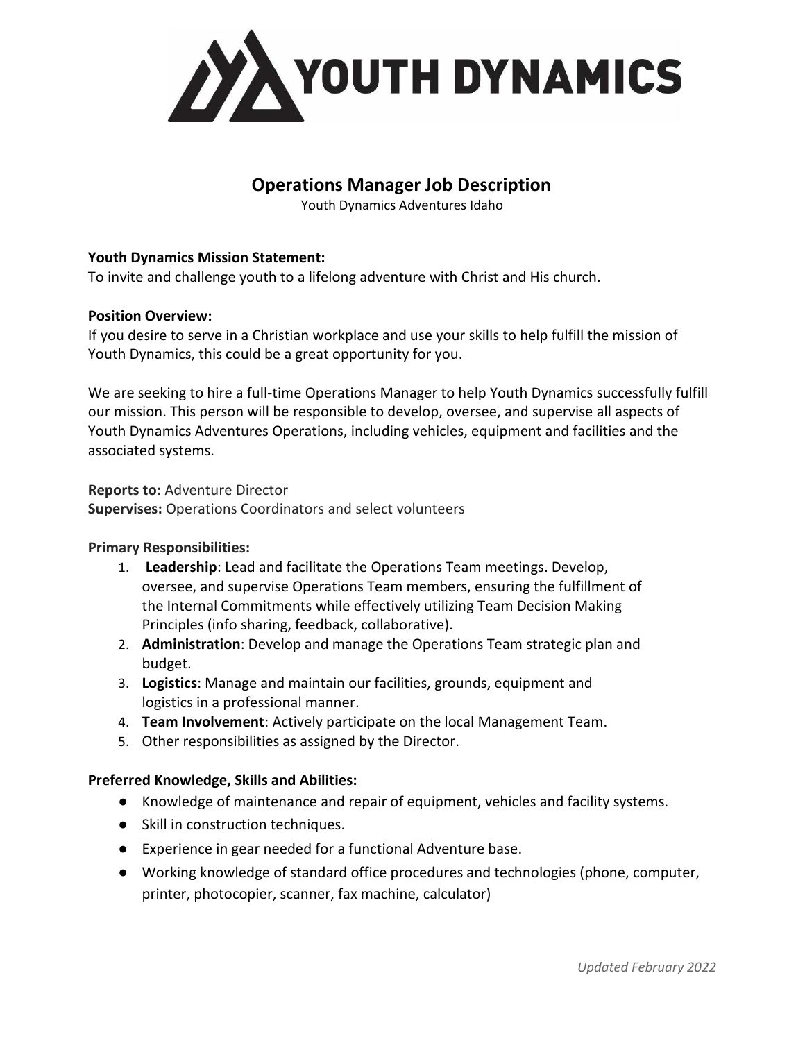# YOUTH DYNAMICS

## Operations Manager Job Description

Youth Dynamics Adventures Idaho

**Youth Dynamics Mission Statement:**
To invite and challenge youth to a lifelong adventure with Christ and His church.

**Position Overview:**
If you desire to serve in a Christian workplace and use your skills to help fulfill the mission of Youth Dynamics, this could be a great opportunity for you.

We are seeking to hire a full-time Operations Manager to help Youth Dynamics successfully fulfill our mission. This person will be responsible to develop, oversee, and supervise all aspects of Youth Dynamics Adventures Operations, including vehicles, equipment and facilities and the associated systems.

**Reports to:** Adventure Director
**Supervises:** Operations Coordinators and select volunteers

**Primary Responsibilities:**

1. **Leadership**: Lead and facilitate the Operations Team meetings. Develop, oversee, and supervise Operations Team members, ensuring the fulfillment of the Internal Commitments while effectively utilizing Team Decision Making Principles (info sharing, feedback, collaborative).
2. **Administration**: Develop and manage the Operations Team strategic plan and budget.
3. **Logistics**: Manage and maintain our facilities, grounds, equipment and logistics in a professional manner.
4. **Team Involvement**: Actively participate on the local Management Team.
5. Other responsibilities as assigned by the Director.

**Preferred Knowledge, Skills and Abilities:**

- Knowledge of maintenance and repair of equipment, vehicles and facility systems.
- Skill in construction techniques.
- Experience in gear needed for a functional Adventure base.
- Working knowledge of standard office procedures and technologies (phone, computer, printer, photocopier, scanner, fax machine, calculator)

*Updated February 2022*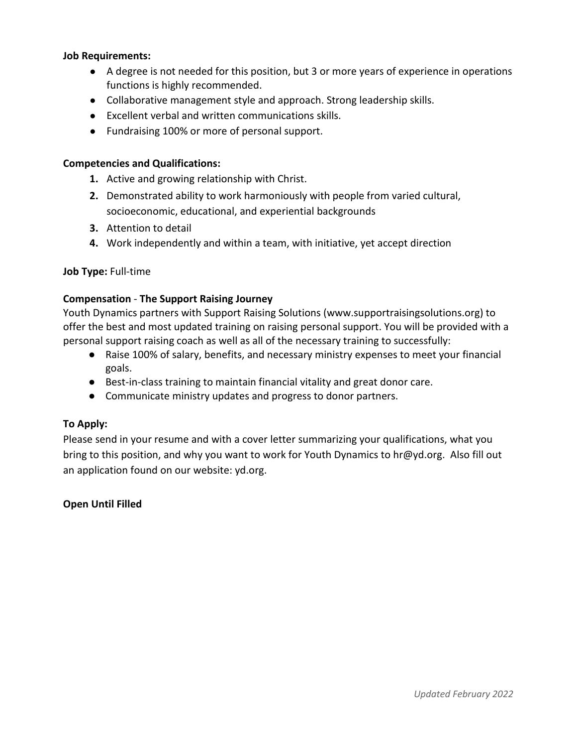**Job Requirements:**

- A degree is not needed for this position, but 3 or more years of experience in operations functions is highly recommended.
- Collaborative management style and approach. Strong leadership skills.
- Excellent verbal and written communications skills.
- Fundraising 100% or more of personal support.

**Competencies and Qualifications:**

1. Active and growing relationship with Christ.
2. Demonstrated ability to work harmoniously with people from varied cultural, socioeconomic, educational, and experiential backgrounds
3. Attention to detail
4. Work independently and within a team, with initiative, yet accept direction

**Job Type:** Full-time

**Compensation** - **The Support Raising Journey**

Youth Dynamics partners with Support Raising Solutions (www.supportraisingsolutions.org) to offer the best and most updated training on raising personal support. You will be provided with a personal support raising coach as well as all of the necessary training to successfully:

- Raise 100% of salary, benefits, and necessary ministry expenses to meet your financial goals.
- Best-in-class training to maintain financial vitality and great donor care.
- Communicate ministry updates and progress to donor partners.

**To Apply:**

Please send in your resume and with a cover letter summarizing your qualifications, what you bring to this position, and why you want to work for Youth Dynamics to hr@yd.org. Also fill out an application found on our website: yd.org.

**Open Until Filled**

*Updated February 2022*